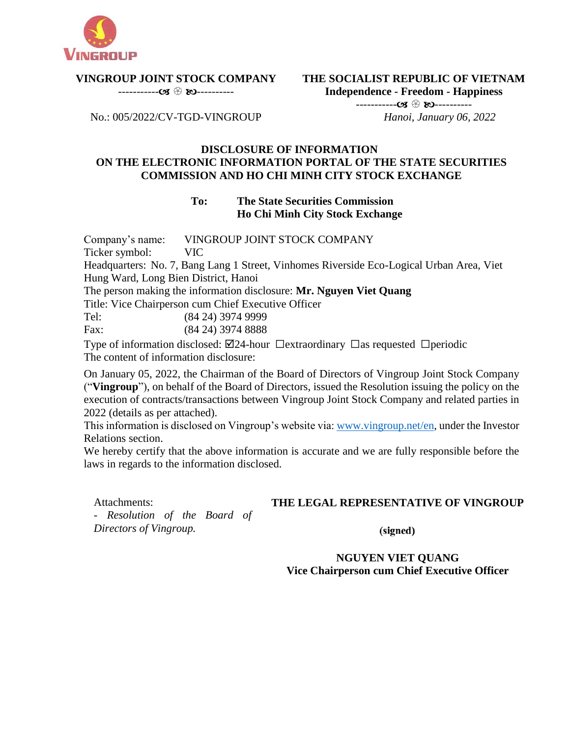VINGROUP

**VINGROUP JOINT STOCK COMPANY**

-----------Ꮢ ❀ Ꮥ----------

No.: 005/2022/CV-TGD-VINGROUP

**THE SOCIALIST REPUBLIC OF VIETNAM**

**Independence - Freedom - Happiness**

-----------Ꮢ ❀ Ꮥ----------

*Hanoi, January 06, 2022*

## DISCLOSURE OF INFORMATION
## ON THE ELECTRONIC INFORMATION PORTAL OF THE STATE SECURITIES COMMISSION AND HO CHI MINH CITY STOCK EXCHANGE

**To: The State Securities Commission**
**Ho Chi Minh City Stock Exchange**

Company's name: VINGROUP JOINT STOCK COMPANY
Ticker symbol: VIC
Headquarters: No. 7, Bang Lang 1 Street, Vinhomes Riverside Eco-Logical Urban Area, Viet Hung Ward, Long Bien District, Hanoi
The person making the information disclosure: **Mr. Nguyen Viet Quang**
Title: Vice Chairperson cum Chief Executive Officer
Tel: (84 24) 3974 9999
Fax: (84 24) 3974 8888
Type of information disclosed: ☑24-hour ☐extraordinary ☐as requested ☐periodic
The content of information disclosure:

On January 05, 2022, the Chairman of the Board of Directors of Vingroup Joint Stock Company ("**Vingroup**"), on behalf of the Board of Directors, issued the Resolution issuing the policy on the execution of contracts/transactions between Vingroup Joint Stock Company and related parties in 2022 (details as per attached).
This information is disclosed on Vingroup's website via: www.vingroup.net/en, under the Investor Relations section.
We hereby certify that the above information is accurate and we are fully responsible before the laws in regards to the information disclosed.

Attachments:
- *Resolution of the Board of Directors of Vingroup.*

**THE LEGAL REPRESENTATIVE OF VINGROUP**

**(signed)**

**NGUYEN VIET QUANG**
**Vice Chairperson cum Chief Executive Officer**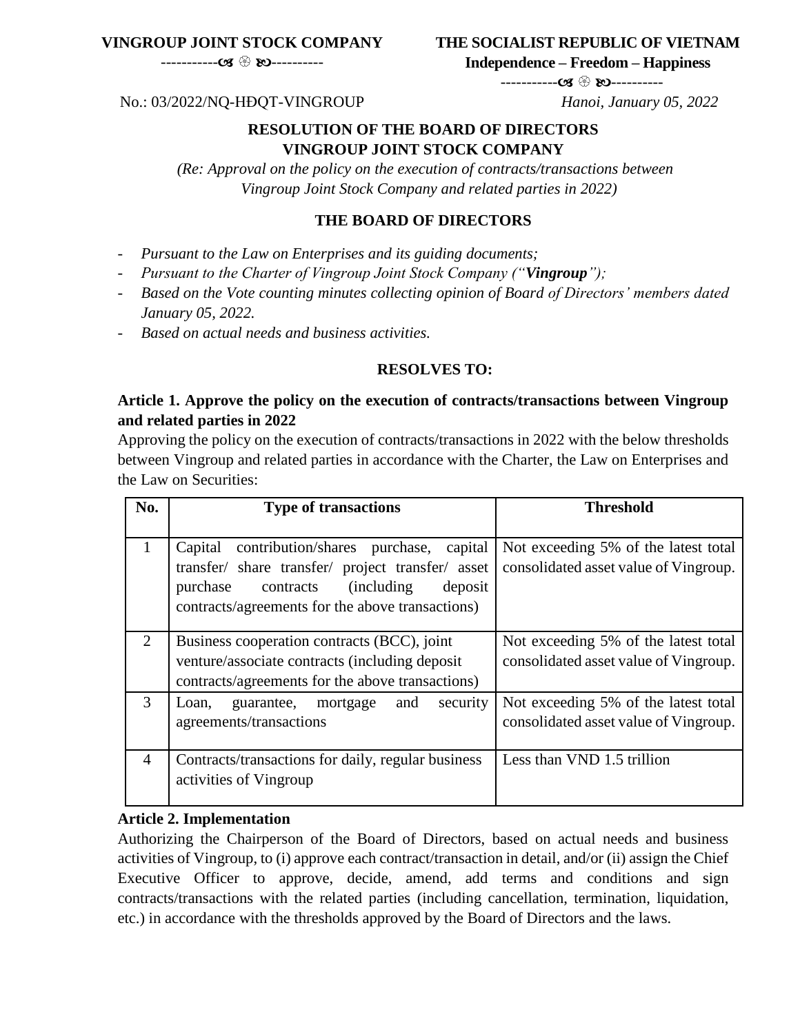**VINGROUP JOINT STOCK COMPANY**

-----------ꕥ ۞ ꕥ----------

**THE SOCIALIST REPUBLIC OF VIETNAM**

**Independence – Freedom – Happiness**

-----------ꕥ ۞ ꕥ----------

No.: 03/2022/NQ-HĐQT-VINGROUP

*Hanoi, January 05, 2022*

**RESOLUTION OF THE BOARD OF DIRECTORS**
**VINGROUP JOINT STOCK COMPANY**

*(Re: Approval on the policy on the execution of contracts/transactions between Vingroup Joint Stock Company and related parties in 2022)*

**THE BOARD OF DIRECTORS**

- *Pursuant to the Law on Enterprises and its guiding documents;*
- *Pursuant to the Charter of Vingroup Joint Stock Company ("**Vingroup**");*
- *Based on the Vote counting minutes collecting opinion of Board of Directors' members dated January 05, 2022.*
- *Based on actual needs and business activities.*

**RESOLVES TO:**

**Article 1. Approve the policy on the execution of contracts/transactions between Vingroup and related parties in 2022**

Approving the policy on the execution of contracts/transactions in 2022 with the below thresholds between Vingroup and related parties in accordance with the Charter, the Law on Enterprises and the Law on Securities:

| No. | Type of transactions | Threshold |
|---|---|---|
| 1 | Capital contribution/shares purchase, capital transfer/ share transfer/ project transfer/ asset purchase contracts (including deposit contracts/agreements for the above transactions) | Not exceeding 5% of the latest total consolidated asset value of Vingroup. |
| 2 | Business cooperation contracts (BCC), joint venture/associate contracts (including deposit contracts/agreements for the above transactions) | Not exceeding 5% of the latest total consolidated asset value of Vingroup. |
| 3 | Loan, guarantee, mortgage and security agreements/transactions | Not exceeding 5% of the latest total consolidated asset value of Vingroup. |
| 4 | Contracts/transactions for daily, regular business activities of Vingroup | Less than VND 1.5 trillion |

**Article 2. Implementation**

Authorizing the Chairperson of the Board of Directors, based on actual needs and business activities of Vingroup, to (i) approve each contract/transaction in detail, and/or (ii) assign the Chief Executive Officer to approve, decide, amend, add terms and conditions and sign contracts/transactions with the related parties (including cancellation, termination, liquidation, etc.) in accordance with the thresholds approved by the Board of Directors and the laws.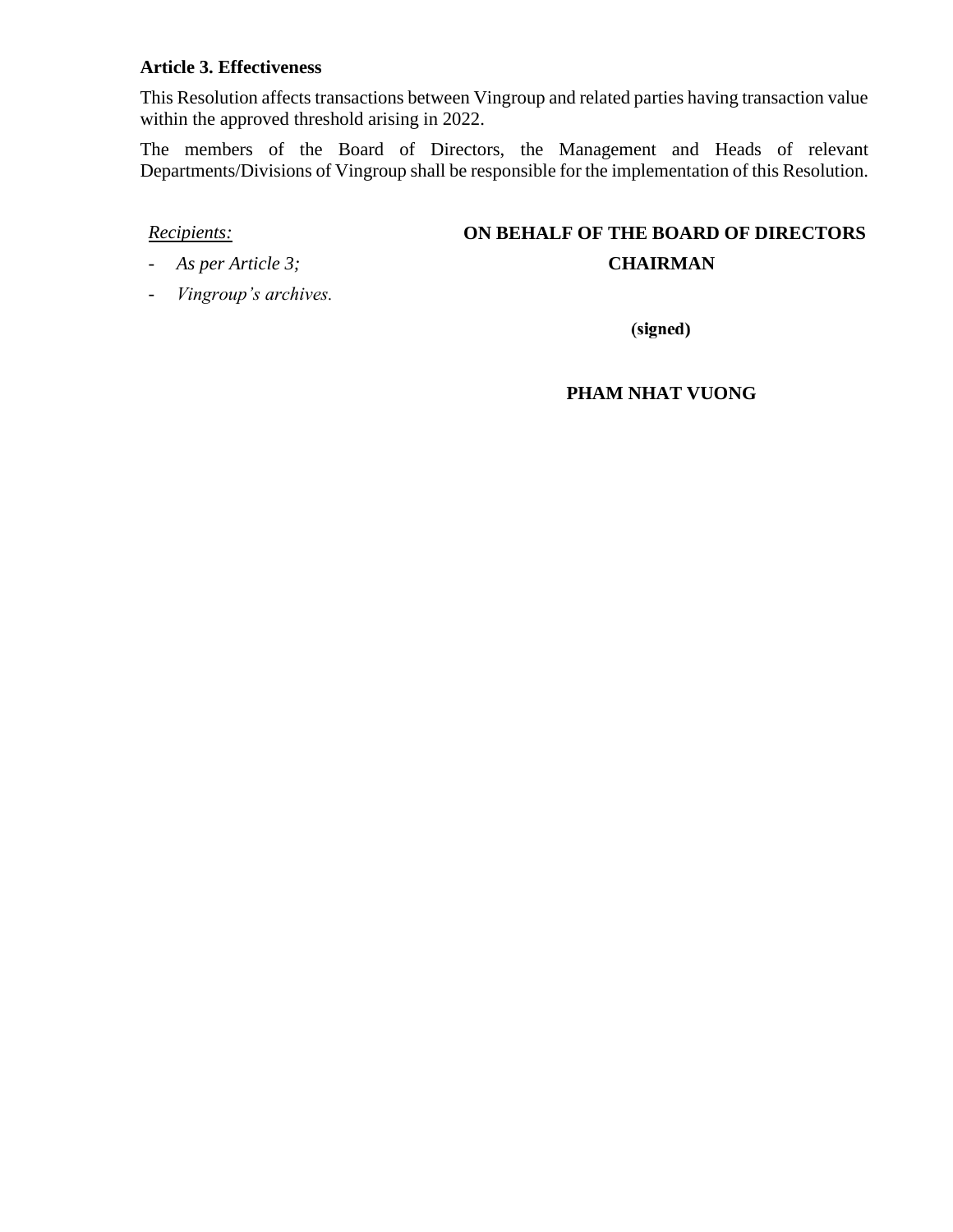**Article 3. Effectiveness**

This Resolution affects transactions between Vingroup and related parties having transaction value within the approved threshold arising in 2022.

The members of the Board of Directors, the Management and Heads of relevant Departments/Divisions of Vingroup shall be responsible for the implementation of this Resolution.

*Recipients:*

- *As per Article 3;*
- *Vingroup's archives.*

**ON BEHALF OF THE BOARD OF DIRECTORS**

**CHAIRMAN**

**(signed)**

**PHAM NHAT VUONG**